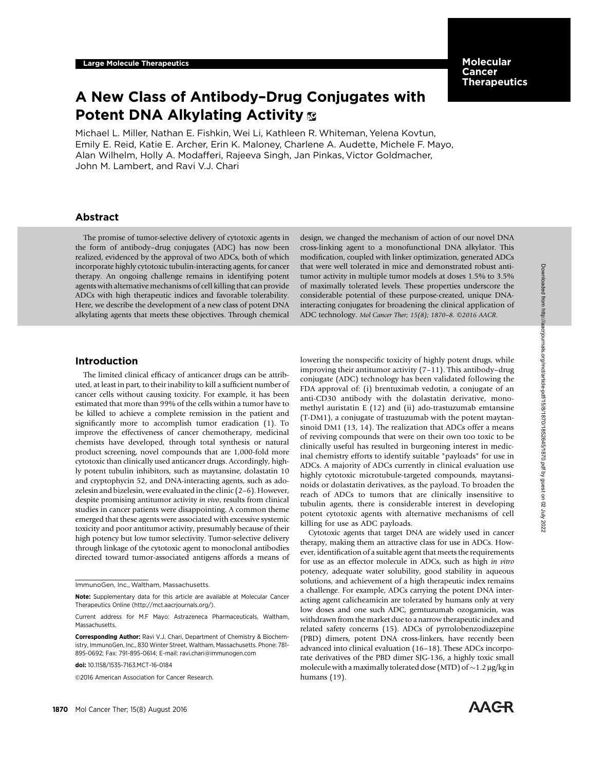Large Molecule Therapeutics

# A New Class of Antibody–Drug Conjugates with Potent DNA Alkylating Activity

Michael L. Miller, Nathan E. Fishkin, Wei Li, Kathleen R. Whiteman, Yelena Kovtun, Emily E. Reid, Katie E. Archer, Erin K. Maloney, Charlene A. Audette, Michele F. Mayo, Alan Wilhelm, Holly A. Modafferi, Rajeeva Singh, Jan Pinkas, Victor Goldmacher, John M. Lambert, and Ravi V.J. Chari

## Abstract

The promise of tumor-selective delivery of cytotoxic agents in the form of antibody–drug conjugates (ADC) has now been realized, evidenced by the approval of two ADCs, both of which incorporate highly cytotoxic tubulin-interacting agents, for cancer therapy. An ongoing challenge remains in identifying potent agents with alternative mechanisms of cell killing that can provide ADCs with high therapeutic indices and favorable tolerability. Here, we describe the development of a new class of potent DNA alkylating agents that meets these objectives. Through chemical design, we changed the mechanism of action of our novel DNA cross-linking agent to a monofunctional DNA alkylator. This modification, coupled with linker optimization, generated ADCs that were well tolerated in mice and demonstrated robust antitumor activity in multiple tumor models at doses 1.5% to 3.5% of maximally tolerated levels. These properties underscore the considerable potential of these purpose-created, unique DNA-interacting conjugates for broadening the clinical application of ADC technology. *Mol Cancer Ther; 15(8); 1870–8. ©2016 AACR.*

## Introduction

The limited clinical efficacy of anticancer drugs can be attributed, at least in part, to their inability to kill a sufficient number of cancer cells without causing toxicity. For example, it has been estimated that more than 99% of the cells within a tumor have to be killed to achieve a complete remission in the patient and significantly more to accomplish tumor eradication (1). To improve the effectiveness of cancer chemotherapy, medicinal chemists have developed, through total synthesis or natural product screening, novel compounds that are 1,000-fold more cytotoxic than clinically used anticancer drugs. Accordingly, highly potent tubulin inhibitors, such as maytansine, dolastatin 10 and cryptophycin 52, and DNA-interacting agents, such as adozelesin and bizelesin, were evaluated in the clinic (2–6). However, despite promising antitumor activity *in vivo*, results from clinical studies in cancer patients were disappointing. A common theme emerged that these agents were associated with excessive systemic toxicity and poor antitumor activity, presumably because of their high potency but low tumor selectivity. Tumor-selective delivery through linkage of the cytotoxic agent to monoclonal antibodies directed toward tumor-associated antigens affords a means of lowering the nonspecific toxicity of highly potent drugs, while improving their antitumor activity (7–11). This antibody–drug conjugate (ADC) technology has been validated following the FDA approval of: (i) brentuximab vedotin, a conjugate of an anti-CD30 antibody with the dolastatin derivative, monomethyl auristatin E (12) and (ii) ado-trastuzumab emtansine (T-DM1), a conjugate of trastuzumab with the potent maytansinoid DM1 (13, 14). The realization that ADCs offer a means of reviving compounds that were on their own too toxic to be clinically useful has resulted in burgeoning interest in medicinal chemistry efforts to identify suitable "payloads" for use in ADCs. A majority of ADCs currently in clinical evaluation use highly cytotoxic microtubule-targeted compounds, maytansinoids or dolastatin derivatives, as the payload. To broaden the reach of ADCs to tumors that are clinically insensitive to tubulin agents, there is considerable interest in developing potent cytotoxic agents with alternative mechanisms of cell killing for use as ADC payloads.

Cytotoxic agents that target DNA are widely used in cancer therapy, making them an attractive class for use in ADCs. However, identification of a suitable agent that meets the requirements for use as an effector molecule in ADCs, such as high *in vitro* potency, adequate water solubility, good stability in aqueous solutions, and achievement of a high therapeutic index remains a challenge. For example, ADCs carrying the potent DNA interacting agent calicheamicin are tolerated by humans only at very low doses and one such ADC, gemtuzumab ozogamicin, was withdrawn from the market due to a narrow therapeutic index and related safety concerns (15). ADCs of pyrrolobenzodiazepine (PBD) dimers, potent DNA cross-linkers, have recently been advanced into clinical evaluation (16–18). These ADCs incorporate derivatives of the PBD dimer SJG-136, a highly toxic small molecule with a maximally tolerated dose (MTD) of ~1.2 μg/kg in humans (19).

---

ImmunoGen, Inc., Waltham, Massachusetts.

**Note:** Supplementary data for this article are available at Molecular Cancer Therapeutics Online (http://mct.aacrjournals.org/).

Current address for M.F Mayo: Astrazeneca Pharmaceuticals, Waltham, Massachusetts.

**Corresponding Author:** Ravi V.J. Chari, Department of Chemistry & Biochemistry, ImmunoGen, Inc., 830 Winter Street, Waltham, Massachusetts. Phone: 781-895-0692; Fax: 791-895-0614; E-mail: ravi.chari@immunogen.com

doi: 10.1158/1535-7163.MCT-16-0184

©2016 American Association for Cancer Research.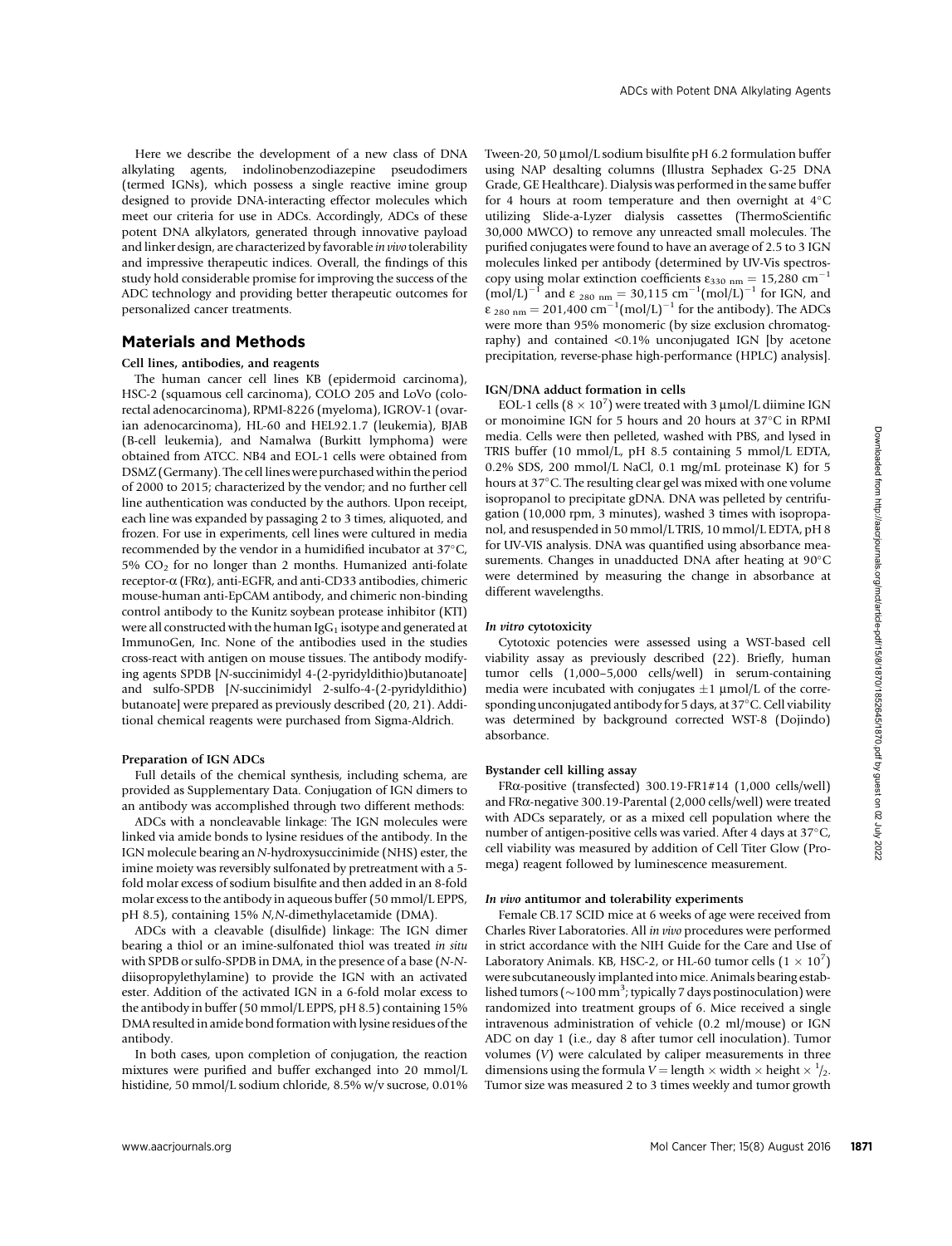Here we describe the development of a new class of DNA alkylating agents, indolinobenzodiazepine pseudodimers (termed IGNs), which possess a single reactive imine group designed to provide DNA-interacting effector molecules which meet our criteria for use in ADCs. Accordingly, ADCs of these potent DNA alkylators, generated through innovative payload and linker design, are characterized by favorable *in vivo* tolerability and impressive therapeutic indices. Overall, the findings of this study hold considerable promise for improving the success of the ADC technology and providing better therapeutic outcomes for personalized cancer treatments.

## Materials and Methods

### Cell lines, antibodies, and reagents

The human cancer cell lines KB (epidermoid carcinoma), HSC-2 (squamous cell carcinoma), COLO 205 and LoVo (colorectal adenocarcinoma), RPMI-8226 (myeloma), IGROV-1 (ovarian adenocarcinoma), HL-60 and HEL92.1.7 (leukemia), BJAB (B-cell leukemia), and Namalwa (Burkitt lymphoma) were obtained from ATCC. NB4 and EOL-1 cells were obtained from DSMZ (Germany). The cell lines were purchased within the period of 2000 to 2015; characterized by the vendor; and no further cell line authentication was conducted by the authors. Upon receipt, each line was expanded by passaging 2 to 3 times, aliquoted, and frozen. For use in experiments, cell lines were cultured in media recommended by the vendor in a humidified incubator at 37°C, 5% $CO_2$ for no longer than 2 months. Humanized anti-folate receptor-α (FRα), anti-EGFR, and anti-CD33 antibodies, chimeric mouse-human anti-EpCAM antibody, and chimeric non-binding control antibody to the Kunitz soybean protease inhibitor (KTI) were all constructed with the human $IgG_1$ isotype and generated at ImmunoGen, Inc. None of the antibodies used in the studies cross-react with antigen on mouse tissues. The antibody modifying agents SPDB [*N*-succinimidyl 4-(2-pyridyldithio)butanoate] and sulfo-SPDB [*N*-succinimidyl 2-sulfo-4-(2-pyridyldithio) butanoate] were prepared as previously described (20, 21). Additional chemical reagents were purchased from Sigma-Aldrich.

### Preparation of IGN ADCs

Full details of the chemical synthesis, including schema, are provided as Supplementary Data. Conjugation of IGN dimers to an antibody was accomplished through two different methods:

ADCs with a noncleavable linkage: The IGN molecules were linked via amide bonds to lysine residues of the antibody. In the IGN molecule bearing an *N*-hydroxysuccinimide (NHS) ester, the imine moiety was reversibly sulfonated by pretreatment with a 5-fold molar excess of sodium bisulfite and then added in an 8-fold molar excess to the antibody in aqueous buffer (50 mmol/L EPPS, pH 8.5), containing 15% *N,N*-dimethylacetamide (DMA).

ADCs with a cleavable (disulfide) linkage: The IGN dimer bearing a thiol or an imine-sulfonated thiol was treated *in situ* with SPDB or sulfo-SPDB in DMA, in the presence of a base (*N*-*N*-diisopropylethylamine) to provide the IGN with an activated ester. Addition of the activated IGN in a 6-fold molar excess to the antibody in buffer (50 mmol/L EPPS, pH 8.5) containing 15% DMA resulted in amide bond formation with lysine residues of the antibody.

In both cases, upon completion of conjugation, the reaction mixtures were purified and buffer exchanged into 20 mmol/L histidine, 50 mmol/L sodium chloride, 8.5% w/v sucrose, 0.01% Tween-20, 50 μmol/L sodium bisulfite pH 6.2 formulation buffer using NAP desalting columns (Illustra Sephadex G-25 DNA Grade, GE Healthcare). Dialysis was performed in the same buffer for 4 hours at room temperature and then overnight at 4°C utilizing Slide-a-Lyzer dialysis cassettes (ThermoScientific 30,000 MWCO) to remove any unreacted small molecules. The purified conjugates were found to have an average of 2.5 to 3 IGN molecules linked per antibody (determined by UV-Vis spectroscopy using molar extinction coefficients $\varepsilon_{330\ nm} = 15{,}280\ cm^{-1}(mol/L)^{-1}$ and $\varepsilon_{280\ nm} = 30{,}115\ cm^{-1}(mol/L)^{-1}$ for IGN, and $\varepsilon_{280\ nm} = 201{,}400\ cm^{-1}(mol/L)^{-1}$ for the antibody). The ADCs were more than 95% monomeric (by size exclusion chromatography) and contained <0.1% unconjugated IGN [by acetone precipitation, reverse-phase high-performance (HPLC) analysis].

### IGN/DNA adduct formation in cells

EOL-1 cells ($8 \times 10^7$) were treated with 3 μmol/L diimine IGN or monoimine IGN for 5 hours and 20 hours at 37°C in RPMI media. Cells were then pelleted, washed with PBS, and lysed in TRIS buffer (10 mmol/L, pH 8.5 containing 5 mmol/L EDTA, 0.2% SDS, 200 mmol/L NaCl, 0.1 mg/mL proteinase K) for 5 hours at 37°C. The resulting clear gel was mixed with one volume isopropanol to precipitate gDNA. DNA was pelleted by centrifugation (10,000 rpm, 3 minutes), washed 3 times with isopropanol, and resuspended in 50 mmol/L TRIS, 10 mmol/L EDTA, pH 8 for UV-VIS analysis. DNA was quantified using absorbance measurements. Changes in unadducted DNA after heating at 90°C were determined by measuring the change in absorbance at different wavelengths.

### *In vitro* cytotoxicity

Cytotoxic potencies were assessed using a WST-based cell viability assay as previously described (22). Briefly, human tumor cells (1,000–5,000 cells/well) in serum-containing media were incubated with conjugates ±1 μmol/L of the corresponding unconjugated antibody for 5 days, at 37°C. Cell viability was determined by background corrected WST-8 (Dojindo) absorbance.

### Bystander cell killing assay

FRα-positive (transfected) 300.19-FR1#14 (1,000 cells/well) and FRα-negative 300.19-Parental (2,000 cells/well) were treated with ADCs separately, or as a mixed cell population where the number of antigen-positive cells was varied. After 4 days at 37°C, cell viability was measured by addition of Cell Titer Glow (Promega) reagent followed by luminescence measurement.

### *In vivo* antitumor and tolerability experiments

Female CB.17 SCID mice at 6 weeks of age were received from Charles River Laboratories. All *in vivo* procedures were performed in strict accordance with the NIH Guide for the Care and Use of Laboratory Animals. KB, HSC-2, or HL-60 tumor cells ($1 \times 10^7$) were subcutaneously implanted into mice. Animals bearing established tumors (~100 $mm^3$; typically 7 days postinoculation) were randomized into treatment groups of 6. Mice received a single intravenous administration of vehicle (0.2 ml/mouse) or IGN ADC on day 1 (i.e., day 8 after tumor cell inoculation). Tumor volumes ($V$) were calculated by caliper measurements in three dimensions using the formula $V = \text{length} \times \text{width} \times \text{height} \times {}^{1}/_{2}$. Tumor size was measured 2 to 3 times weekly and tumor growth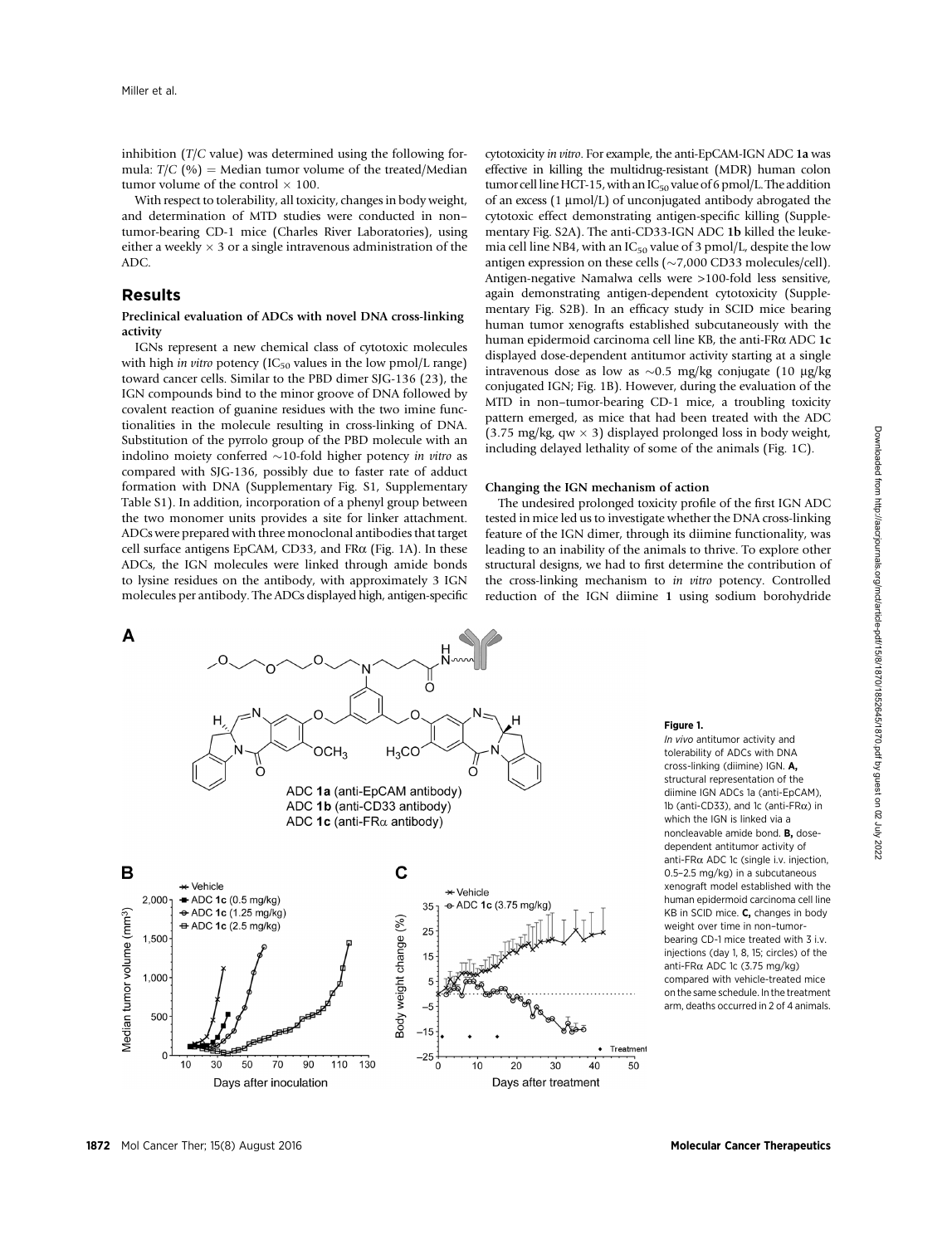inhibition ($T/C$ value) was determined using the following formula: $T/C$ (%) = Median tumor volume of the treated/Median tumor volume of the control × 100.

With respect to tolerability, all toxicity, changes in body weight, and determination of MTD studies were conducted in non–tumor-bearing CD-1 mice (Charles River Laboratories), using either a weekly × 3 or a single intravenous administration of the ADC.

## Results

### Preclinical evaluation of ADCs with novel DNA cross-linking activity

IGNs represent a new chemical class of cytotoxic molecules with high *in vitro* potency ($IC_{50}$ values in the low pmol/L range) toward cancer cells. Similar to the PBD dimer SJG-136 (23), the IGN compounds bind to the minor groove of DNA followed by covalent reaction of guanine residues with the two imine functionalities in the molecule resulting in cross-linking of DNA. Substitution of the pyrrolo group of the PBD molecule with an indolino moiety conferred ~10-fold higher potency *in vitro* as compared with SJG-136, possibly due to faster rate of adduct formation with DNA (Supplementary Fig. S1, Supplementary Table S1). In addition, incorporation of a phenyl group between the two monomer units provides a site for linker attachment. ADCs were prepared with three monoclonal antibodies that target cell surface antigens EpCAM, CD33, and FRα (Fig. 1A). In these ADCs, the IGN molecules were linked through amide bonds to lysine residues on the antibody, with approximately 3 IGN molecules per antibody. The ADCs displayed high, antigen-specific cytotoxicity *in vitro*. For example, the anti-EpCAM-IGN ADC **1a** was effective in killing the multidrug-resistant (MDR) human colon tumor cell line HCT-15, with an $IC_{50}$ value of 6 pmol/L. The addition of an excess (1 μmol/L) of unconjugated antibody abrogated the cytotoxic effect demonstrating antigen-specific killing (Supplementary Fig. S2A). The anti-CD33-IGN ADC **1b** killed the leukemia cell line NB4, with an $IC_{50}$ value of 3 pmol/L, despite the low antigen expression on these cells (~7,000 CD33 molecules/cell). Antigen-negative Namalwa cells were >100-fold less sensitive, again demonstrating antigen-dependent cytotoxicity (Supplementary Fig. S2B). In an efficacy study in SCID mice bearing human tumor xenografts established subcutaneously with the human epidermoid carcinoma cell line KB, the anti-FRα ADC **1c** displayed dose-dependent antitumor activity starting at a single intravenous dose as low as ~0.5 mg/kg conjugate (10 μg/kg conjugated IGN; Fig. 1B). However, during the evaluation of the MTD in non–tumor-bearing CD-1 mice, a troubling toxicity pattern emerged, as mice that had been treated with the ADC (3.75 mg/kg, qw × 3) displayed prolonged loss in body weight, including delayed lethality of some of the animals (Fig. 1C).

### Changing the IGN mechanism of action

The undesired prolonged toxicity profile of the first IGN ADC tested in mice led us to investigate whether the DNA cross-linking feature of the IGN dimer, through its diimine functionality, was leading to an inability of the animals to thrive. To explore other structural designs, we had to first determine the contribution of the cross-linking mechanism to *in vitro* potency. Controlled reduction of the IGN diimine **1** using sodium borohydride

**Figure 1.**
*In vivo* antitumor activity and tolerability of ADCs with DNA cross-linking (diimine) IGN. **A,** structural representation of the diimine IGN ADCs 1a (anti-EpCAM), 1b (anti-CD33), and 1c (anti-FRα) in which the IGN is linked via a noncleavable amide bond. **B,** dose-dependent antitumor activity of anti-FRα ADC 1c (single i.v. injection, 0.5–2.5 mg/kg) in a subcutaneous xenograft model established with the human epidermoid carcinoma cell line KB in SCID mice. **C,** changes in body weight over time in non–tumor-bearing CD-1 mice treated with 3 i.v. injections (day 1, 8, 15; circles) of the anti-FRα ADC 1c (3.75 mg/kg) compared with vehicle-treated mice on the same schedule. In the treatment arm, deaths occurred in 2 of 4 animals.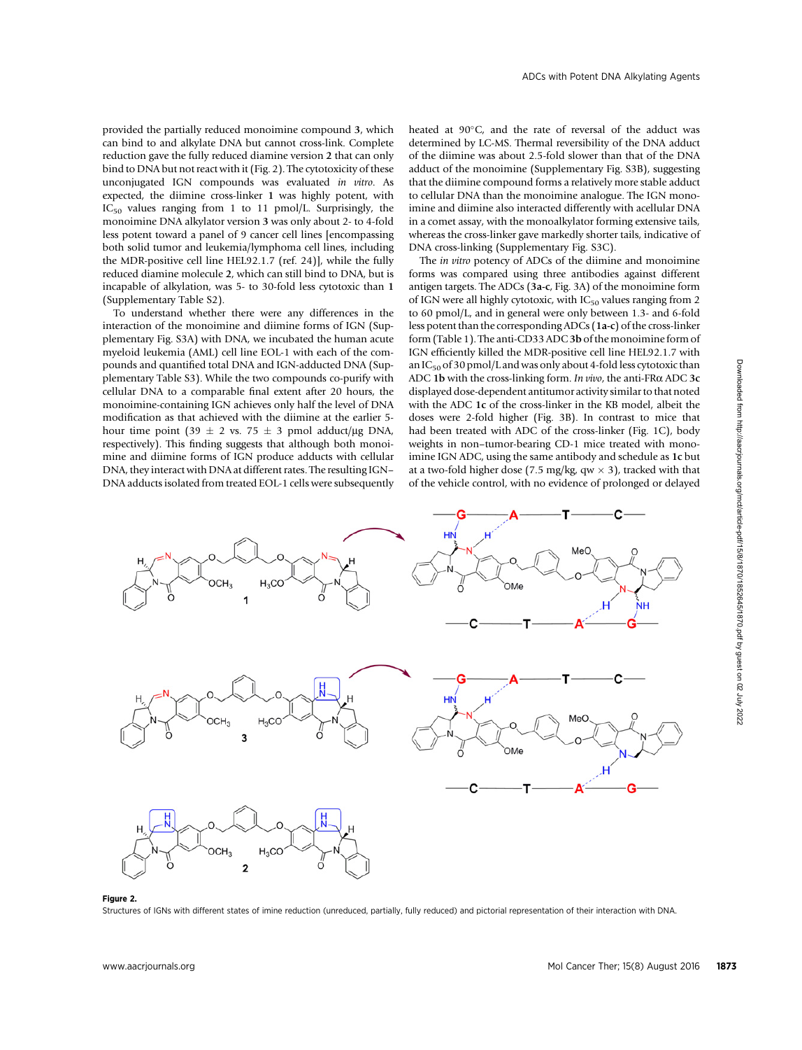provided the partially reduced monoimine compound **3**, which can bind to and alkylate DNA but cannot cross-link. Complete reduction gave the fully reduced diamine version **2** that can only bind to DNA but not react with it (Fig. 2). The cytotoxicity of these unconjugated IGN compounds was evaluated *in vitro*. As expected, the diimine cross-linker **1** was highly potent, with $IC_{50}$ values ranging from 1 to 11 pmol/L. Surprisingly, the monoimine DNA alkylator version **3** was only about 2- to 4-fold less potent toward a panel of 9 cancer cell lines [encompassing both solid tumor and leukemia/lymphoma cell lines, including the MDR-positive cell line HEL92.1.7 (ref. 24)], while the fully reduced diamine molecule **2**, which can still bind to DNA, but is incapable of alkylation, was 5- to 30-fold less cytotoxic than **1** (Supplementary Table S2).

To understand whether there were any differences in the interaction of the monoimine and diimine forms of IGN (Supplementary Fig. S3A) with DNA, we incubated the human acute myeloid leukemia (AML) cell line EOL-1 with each of the compounds and quantified total DNA and IGN-adducted DNA (Supplementary Table S3). While the two compounds co-purify with cellular DNA to a comparable final extent after 20 hours, the monoimine-containing IGN achieves only half the level of DNA modification as that achieved with the diimine at the earlier 5-hour time point (39 ± 2 vs. 75 ± 3 pmol adduct/μg DNA, respectively). This finding suggests that although both monoimine and diimine forms of IGN produce adducts with cellular DNA, they interact with DNA at different rates. The resulting IGN–DNA adducts isolated from treated EOL-1 cells were subsequently heated at 90°C, and the rate of reversal of the adduct was determined by LC-MS. Thermal reversibility of the DNA adduct of the diimine was about 2.5-fold slower than that of the DNA adduct of the monoimine (Supplementary Fig. S3B), suggesting that the diimine compound forms a relatively more stable adduct to cellular DNA than the monoimine analogue. The IGN monoimine and diimine also interacted differently with acellular DNA in a comet assay, with the monoalkylator forming extensive tails, whereas the cross-linker gave markedly shorter tails, indicative of DNA cross-linking (Supplementary Fig. S3C).

The *in vitro* potency of ADCs of the diimine and monoimine forms was compared using three antibodies against different antigen targets. The ADCs (**3a-c**, Fig. 3A) of the monoimine form of IGN were all highly cytotoxic, with $IC_{50}$ values ranging from 2 to 60 pmol/L, and in general were only between 1.3- and 6-fold less potent than the corresponding ADCs (**1a-c**) of the cross-linker form (Table 1). The anti-CD33 ADC **3b** of the monoimine form of IGN efficiently killed the MDR-positive cell line HEL92.1.7 with an $IC_{50}$ of 30 pmol/L and was only about 4-fold less cytotoxic than ADC **1b** with the cross-linking form. *In vivo*, the anti-FRα ADC **3c** displayed dose-dependent antitumor activity similar to that noted with the ADC **1c** of the cross-linker in the KB model, albeit the doses were 2-fold higher (Fig. 3B). In contrast to mice that had been treated with ADC of the cross-linker (Fig. 1C), body weights in non–tumor-bearing CD-1 mice treated with monoimine IGN ADC, using the same antibody and schedule as **1c** but at a two-fold higher dose (7.5 mg/kg, qw × 3), tracked with that of the vehicle control, with no evidence of prolonged or delayed

**Figure 2.**
Structures of IGNs with different states of imine reduction (unreduced, partially, fully reduced) and pictorial representation of their interaction with DNA.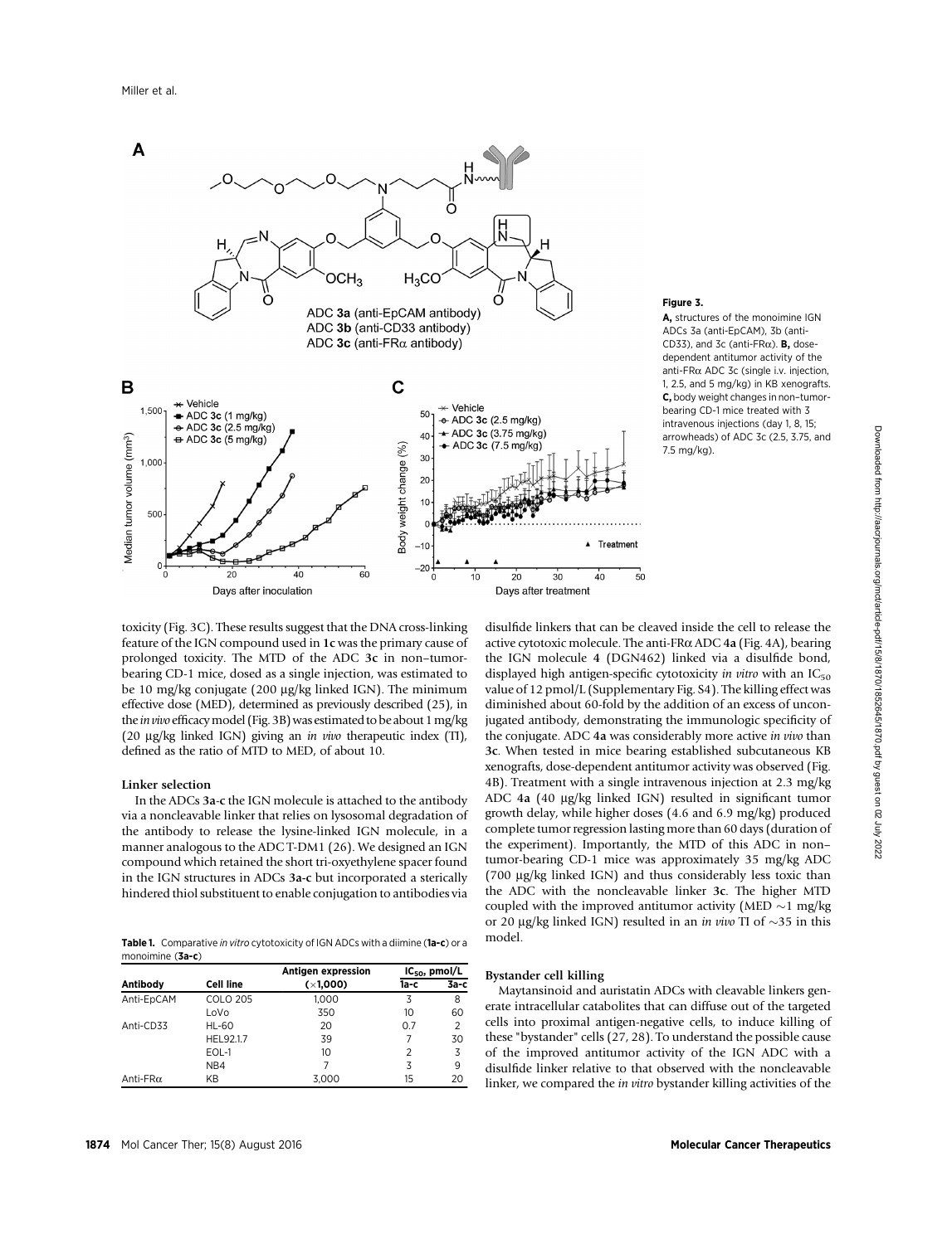**Figure 3.**

**A,** structures of the monoimine IGN ADCs 3a (anti-EpCAM), 3b (anti-CD33), and 3c (anti-FRα). **B,** dose-dependent antitumor activity of the anti-FRα ADC 3c (single i.v. injection, 1, 2.5, and 5 mg/kg) in KB xenografts. **C,** body weight changes in non–tumor-bearing CD-1 mice treated with 3 intravenous injections (day 1, 8, 15; arrowheads) of ADC 3c (2.5, 3.75, and 7.5 mg/kg).

toxicity (Fig. 3C). These results suggest that the DNA cross-linking feature of the IGN compound used in **1c** was the primary cause of prolonged toxicity. The MTD of the ADC **3c** in non–tumor-bearing CD-1 mice, dosed as a single injection, was estimated to be 10 mg/kg conjugate (200 μg/kg linked IGN). The minimum effective dose (MED), determined as previously described (25), in the *in vivo* efficacy model (Fig. 3B) was estimated to be about 1 mg/kg (20 μg/kg linked IGN) giving an *in vivo* therapeutic index (TI), defined as the ratio of MTD to MED, of about 10.

#### Linker selection

In the ADCs **3a-c** the IGN molecule is attached to the antibody via a noncleavable linker that relies on lysosomal degradation of the antibody to release the lysine-linked IGN molecule, in a manner analogous to the ADC T-DM1 (26). We designed an IGN compound which retained the short tri-oxyethylene spacer found in the IGN structures in ADCs **3a-c** but incorporated a sterically hindered thiol substituent to enable conjugation to antibodies via disulfide linkers that can be cleaved inside the cell to release the active cytotoxic molecule. The anti-FRα ADC **4a** (Fig. 4A), bearing the IGN molecule **4** (DGN462) linked via a disulfide bond, displayed high antigen-specific cytotoxicity *in vitro* with an $IC_{50}$ value of 12 pmol/L (Supplementary Fig. S4). The killing effect was diminished about 60-fold by the addition of an excess of unconjugated antibody, demonstrating the immunologic specificity of the conjugate. ADC **4a** was considerably more active *in vivo* than **3c**. When tested in mice bearing established subcutaneous KB xenografts, dose-dependent antitumor activity was observed (Fig. 4B). Treatment with a single intravenous injection at 2.3 mg/kg ADC **4a** (40 μg/kg linked IGN) resulted in significant tumor growth delay, while higher doses (4.6 and 6.9 mg/kg) produced complete tumor regression lasting more than 60 days (duration of the experiment). Importantly, the MTD of this ADC in non–tumor-bearing CD-1 mice was approximately 35 mg/kg ADC (700 μg/kg linked IGN) and thus considerably less toxic than the ADC with the noncleavable linker **3c**. The higher MTD coupled with the improved antitumor activity (MED ~1 mg/kg or 20 μg/kg linked IGN) resulted in an *in vivo* TI of ~35 in this model.

**Table 1.** Comparative *in vitro* cytotoxicity of IGN ADCs with a diimine (**1a–c**) or a monoimine (**3a–c**)

| Antibody | Cell line | Antigen expression (×1,000) | $IC_{50}$, pmol/L | |
|---|---|---|---|---|
| | | | 1a-c | 3a-c |
| Anti-EpCAM | COLO 205 | 1,000 | 3 | 8 |
| | LoVo | 350 | 10 | 60 |
| Anti-CD33 | HL-60 | 20 | 0.7 | 2 |
| | HEL92.1.7 | 39 | 7 | 30 |
| | EOL-1 | 10 | 2 | 3 |
| | NB4 | 7 | 3 | 9 |
| Anti-FRα | KB | 3,000 | 15 | 20 |

#### Bystander cell killing

Maytansinoid and auristatin ADCs with cleavable linkers generate intracellular catabolites that can diffuse out of the targeted cells into proximal antigen-negative cells, to induce killing of these "bystander" cells (27, 28). To understand the possible cause of the improved antitumor activity of the IGN ADC with a disulfide linker relative to that observed with the noncleavable linker, we compared the *in vitro* bystander killing activities of the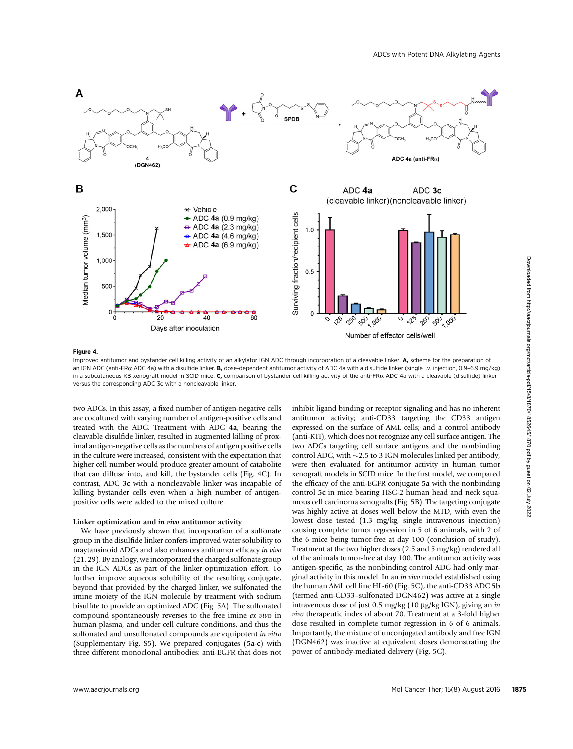**Figure 4.**

Improved antitumor and bystander cell killing activity of an alkylator IGN ADC through incorporation of a cleavable linker. **A,** scheme for the preparation of an IGN ADC (anti-FRα ADC 4a) with a disulfide linker. **B,** dose-dependent antitumor activity of ADC 4a with a disulfide linker (single i.v. injection, 0.9–6.9 mg/kg) in a subcutaneous KB xenograft model in SCID mice. **C,** comparison of bystander cell killing activity of the anti-FRα ADC 4a with a cleavable (disulfide) linker versus the corresponding ADC 3c with a noncleavable linker.

two ADCs. In this assay, a fixed number of antigen-negative cells are cocultured with varying number of antigen-positive cells and treated with the ADC. Treatment with ADC **4a**, bearing the cleavable disulfide linker, resulted in augmented killing of proximal antigen-negative cells as the numbers of antigen positive cells in the culture were increased, consistent with the expectation that higher cell number would produce greater amount of catabolite that can diffuse into, and kill, the bystander cells (Fig. 4C). In contrast, ADC **3c** with a noncleavable linker was incapable of killing bystander cells even when a high number of antigen-positive cells were added to the mixed culture.

### Linker optimization and *in vivo* antitumor activity

We have previously shown that incorporation of a sulfonate group in the disulfide linker confers improved water solubility to maytansinoid ADCs and also enhances antitumor efficacy *in vivo* (21, 29). By analogy, we incorporated the charged sulfonate group in the IGN ADCs as part of the linker optimization effort. To further improve aqueous solubility of the resulting conjugate, beyond that provided by the charged linker, we sulfonated the imine moiety of the IGN molecule by treatment with sodium bisulfite to provide an optimized ADC (Fig. 5A). The sulfonated compound spontaneously reverses to the free imine *ex vivo* in human plasma, and under cell culture conditions, and thus the sulfonated and unsulfonated compounds are equipotent *in vitro* (Supplementary Fig. S5). We prepared conjugates (**5a-c**) with three different monoclonal antibodies: anti-EGFR that does not inhibit ligand binding or receptor signaling and has no inherent antitumor activity; anti-CD33 targeting the CD33 antigen expressed on the surface of AML cells; and a control antibody (anti-KTI), which does not recognize any cell surface antigen. The two ADCs targeting cell surface antigens and the nonbinding control ADC, with ~2.5 to 3 IGN molecules linked per antibody, were then evaluated for antitumor activity in human tumor xenograft models in SCID mice. In the first model, we compared the efficacy of the anti-EGFR conjugate **5a** with the nonbinding control **5c** in mice bearing HSC-2 human head and neck squamous cell carcinoma xenografts (Fig. 5B). The targeting conjugate was highly active at doses well below the MTD, with even the lowest dose tested (1.3 mg/kg, single intravenous injection) causing complete tumor regression in 5 of 6 animals, with 2 of the 6 mice being tumor-free at day 100 (conclusion of study). Treatment at the two higher doses (2.5 and 5 mg/kg) rendered all of the animals tumor-free at day 100. The antitumor activity was antigen-specific, as the nonbinding control ADC had only marginal activity in this model. In an *in vivo* model established using the human AML cell line HL-60 (Fig. 5C), the anti-CD33 ADC **5b** (termed anti-CD33–sulfonated DGN462) was active at a single intravenous dose of just 0.5 mg/kg (10 μg/kg IGN), giving an *in vivo* therapeutic index of about 70. Treatment at a 3-fold higher dose resulted in complete tumor regression in 6 of 6 animals. Importantly, the mixture of unconjugated antibody and free IGN (DGN462) was inactive at equivalent doses demonstrating the power of antibody-mediated delivery (Fig. 5C).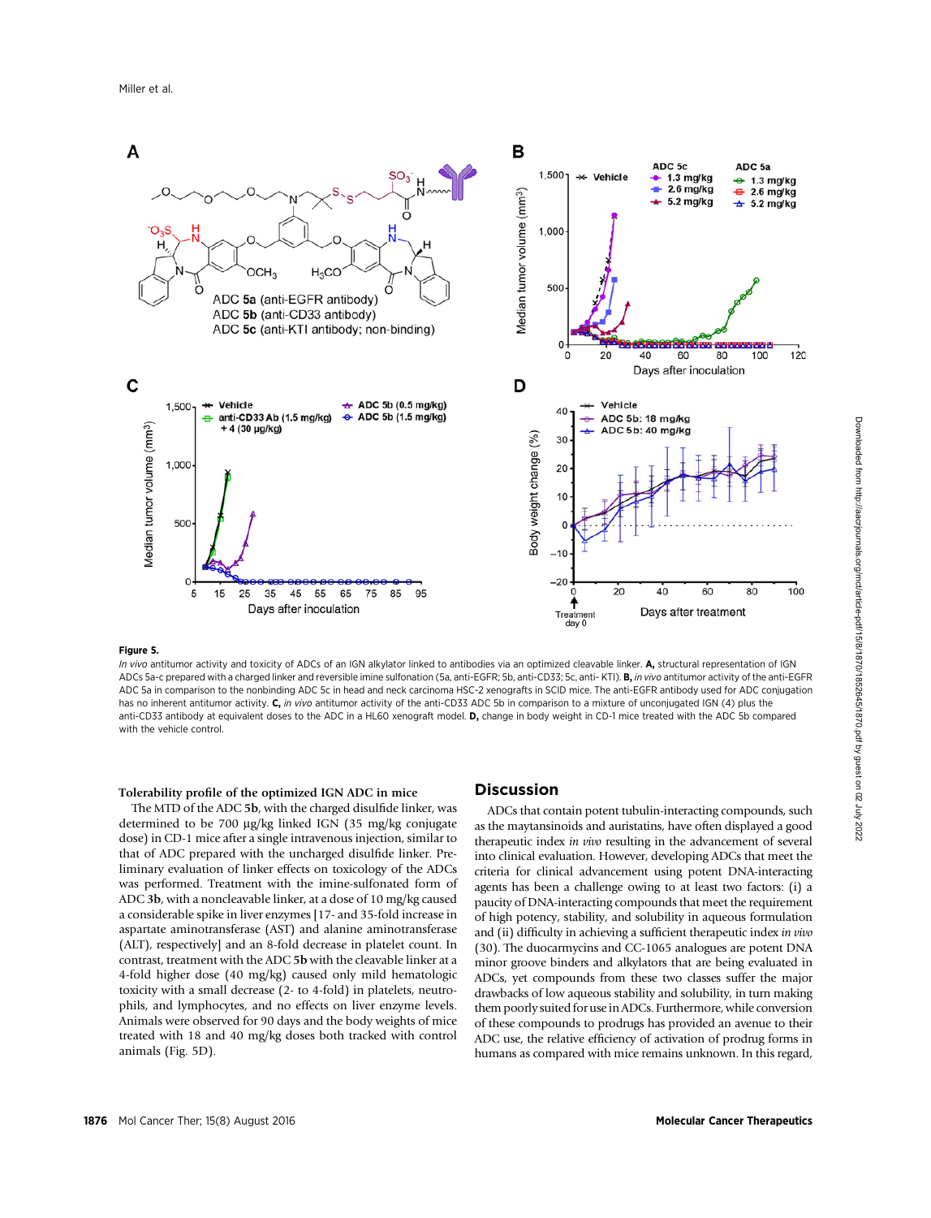**Figure 5.**

*In vivo* antitumor activity and toxicity of ADCs of an IGN alkylator linked to antibodies via an optimized cleavable linker. **A,** structural representation of IGN ADCs 5a-c prepared with a charged linker and reversible imine sulfonation (5a, anti-EGFR; 5b, anti-CD33; 5c, anti- KTI). **B,** *in vivo* antitumor activity of the anti-EGFR ADC 5a in comparison to the nonbinding ADC 5c in head and neck carcinoma HSC-2 xenografts in SCID mice. The anti-EGFR antibody used for ADC conjugation has no inherent antitumor activity. **C,** *in vivo* antitumor activity of the anti-CD33 ADC 5b in comparison to a mixture of unconjugated IGN (4) plus the anti-CD33 antibody at equivalent doses to the ADC in a HL60 xenograft model. **D,** change in body weight in CD-1 mice treated with the ADC 5b compared with the vehicle control.

### Tolerability profile of the optimized IGN ADC in mice

The MTD of the ADC **5b**, with the charged disulfide linker, was determined to be 700 μg/kg linked IGN (35 mg/kg conjugate dose) in CD-1 mice after a single intravenous injection, similar to that of ADC prepared with the uncharged disulfide linker. Preliminary evaluation of linker effects on toxicology of the ADCs was performed. Treatment with the imine-sulfonated form of ADC **3b**, with a noncleavable linker, at a dose of 10 mg/kg caused a considerable spike in liver enzymes [17- and 35-fold increase in aspartate aminotransferase (AST) and alanine aminotransferase (ALT), respectively] and an 8-fold decrease in platelet count. In contrast, treatment with the ADC **5b** with the cleavable linker at a 4-fold higher dose (40 mg/kg) caused only mild hematologic toxicity with a small decrease (2- to 4-fold) in platelets, neutrophils, and lymphocytes, and no effects on liver enzyme levels. Animals were observed for 90 days and the body weights of mice treated with 18 and 40 mg/kg doses both tracked with control animals (Fig. 5D).

## Discussion

ADCs that contain potent tubulin-interacting compounds, such as the maytansinoids and auristatins, have often displayed a good therapeutic index *in vivo* resulting in the advancement of several into clinical evaluation. However, developing ADCs that meet the criteria for clinical advancement using potent DNA-interacting agents has been a challenge owing to at least two factors: (i) a paucity of DNA-interacting compounds that meet the requirement of high potency, stability, and solubility in aqueous formulation and (ii) difficulty in achieving a sufficient therapeutic index *in vivo* (30). The duocarmycins and CC-1065 analogues are potent DNA minor groove binders and alkylators that are being evaluated in ADCs, yet compounds from these two classes suffer the major drawbacks of low aqueous stability and solubility, in turn making them poorly suited for use in ADCs. Furthermore, while conversion of these compounds to prodrugs has provided an avenue to their ADC use, the relative efficiency of activation of prodrug forms in humans as compared with mice remains unknown. In this regard,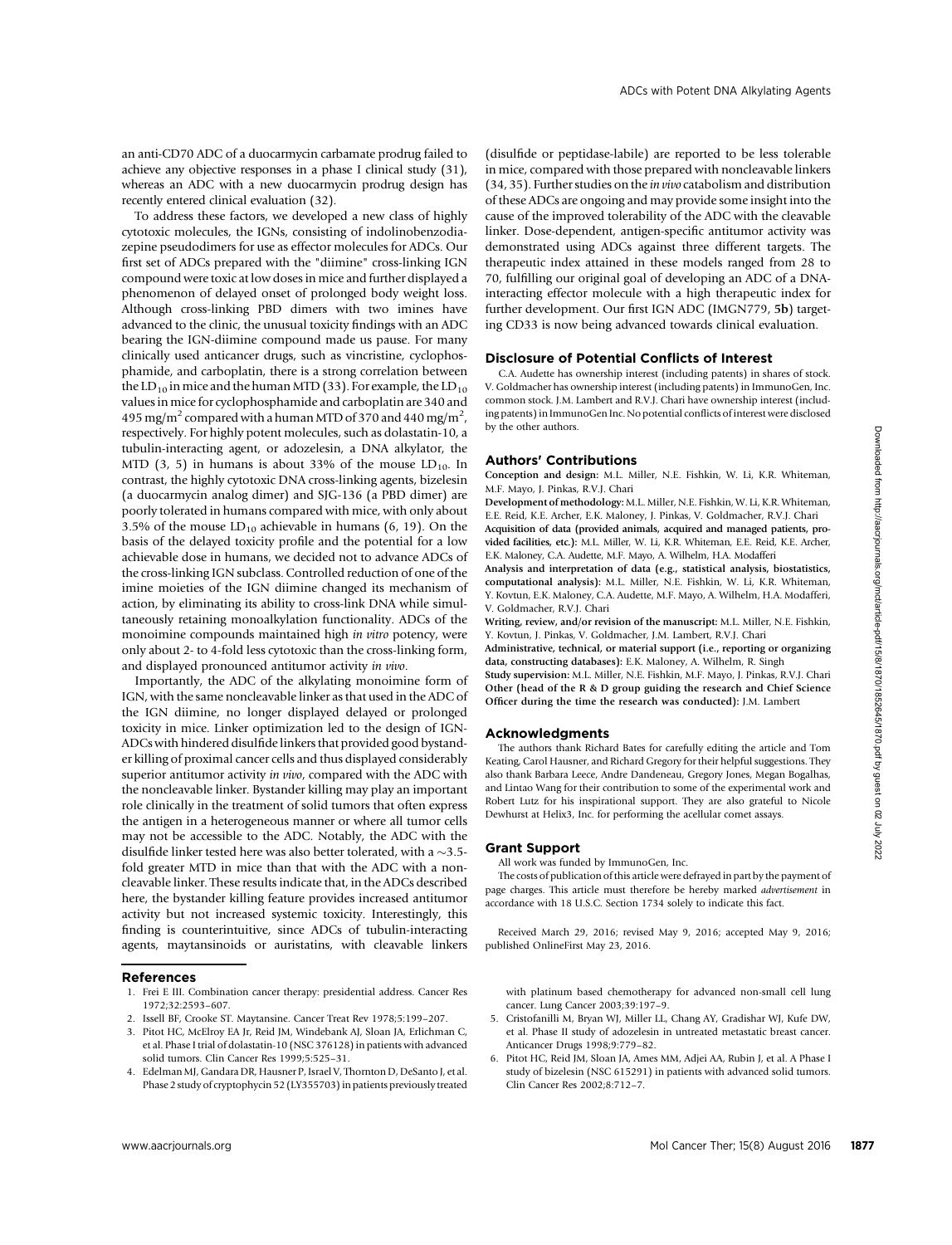an anti-CD70 ADC of a duocarmycin carbamate prodrug failed to achieve any objective responses in a phase I clinical study (31), whereas an ADC with a new duocarmycin prodrug design has recently entered clinical evaluation (32).

To address these factors, we developed a new class of highly cytotoxic molecules, the IGNs, consisting of indolinobenzodiazepine pseudodimers for use as effector molecules for ADCs. Our first set of ADCs prepared with the "diimine" cross-linking IGN compound were toxic at low doses in mice and further displayed a phenomenon of delayed onset of prolonged body weight loss. Although cross-linking PBD dimers with two imines have advanced to the clinic, the unusual toxicity findings with an ADC bearing the IGN-diimine compound made us pause. For many clinically used anticancer drugs, such as vincristine, cyclophosphamide, and carboplatin, there is a strong correlation between the $LD_{10}$ in mice and the human MTD (33). For example, the $LD_{10}$ values in mice for cyclophosphamide and carboplatin are 340 and 495 mg/m$^2$ compared with a human MTD of 370 and 440 mg/m$^2$, respectively. For highly potent molecules, such as dolastatin-10, a tubulin-interacting agent, or adozelesin, a DNA alkylator, the MTD (3, 5) in humans is about 33% of the mouse $LD_{10}$. In contrast, the highly cytotoxic DNA cross-linking agents, bizelesin (a duocarmycin analog dimer) and SJG-136 (a PBD dimer) are poorly tolerated in humans compared with mice, with only about 3.5% of the mouse $LD_{10}$ achievable in humans (6, 19). On the basis of the delayed toxicity profile and the potential for a low achievable dose in humans, we decided not to advance ADCs of the cross-linking IGN subclass. Controlled reduction of one of the imine moieties of the IGN diimine changed its mechanism of action, by eliminating its ability to cross-link DNA while simultaneously retaining monoalkylation functionality. ADCs of the monoimine compounds maintained high *in vitro* potency, were only about 2- to 4-fold less cytotoxic than the cross-linking form, and displayed pronounced antitumor activity *in vivo*.

Importantly, the ADC of the alkylating monoimine form of IGN, with the same noncleavable linker as that used in the ADC of the IGN diimine, no longer displayed delayed or prolonged toxicity in mice. Linker optimization led to the design of IGN-ADCs with hindered disulfide linkers that provided good bystander killing of proximal cancer cells and thus displayed considerably superior antitumor activity *in vivo*, compared with the ADC with the noncleavable linker. Bystander killing may play an important role clinically in the treatment of solid tumors that often express the antigen in a heterogeneous manner or where all tumor cells may not be accessible to the ADC. Notably, the ADC with the disulfide linker tested here was also better tolerated, with a ~3.5-fold greater MTD in mice than that with the ADC with a noncleavable linker. These results indicate that, in the ADCs described here, the bystander killing feature provides increased antitumor activity but not increased systemic toxicity. Interestingly, this finding is counterintuitive, since ADCs of tubulin-interacting agents, maytansinoids or auristatins, with cleavable linkers (disulfide or peptidase-labile) are reported to be less tolerable in mice, compared with those prepared with noncleavable linkers (34, 35). Further studies on the *in vivo* catabolism and distribution of these ADCs are ongoing and may provide some insight into the cause of the improved tolerability of the ADC with the cleavable linker. Dose-dependent, antigen-specific antitumor activity was demonstrated using ADCs against three different targets. The therapeutic index attained in these models ranged from 28 to 70, fulfilling our original goal of developing an ADC of a DNA-interacting effector molecule with a high therapeutic index for further development. Our first IGN ADC (IMGN779, **5b**) targeting CD33 is now being advanced towards clinical evaluation.

## Disclosure of Potential Conflicts of Interest

C.A. Audette has ownership interest (including patents) in shares of stock. V. Goldmacher has ownership interest (including patents) in ImmunoGen, Inc. common stock. J.M. Lambert and R.V.J. Chari have ownership interest (including patents) in ImmunoGen Inc. No potential conflicts of interest were disclosed by the other authors.

## Authors' Contributions

**Conception and design:** M.L. Miller, N.E. Fishkin, W. Li, K.R. Whiteman, M.F. Mayo, J. Pinkas, R.V.J. Chari

**Development of methodology:** M.L. Miller, N.E. Fishkin, W. Li, K.R. Whiteman, E.E. Reid, K.E. Archer, E.K. Maloney, J. Pinkas, V. Goldmacher, R.V.J. Chari

**Acquisition of data (provided animals, acquired and managed patients, provided facilities, etc.):** M.L. Miller, W. Li, K.R. Whiteman, E.E. Reid, K.E. Archer, E.K. Maloney, C.A. Audette, M.F. Mayo, A. Wilhelm, H.A. Modafferi

**Analysis and interpretation of data (e.g., statistical analysis, biostatistics, computational analysis):** M.L. Miller, N.E. Fishkin, W. Li, K.R. Whiteman, Y. Kovtun, E.K. Maloney, C.A. Audette, M.F. Mayo, A. Wilhelm, H.A. Modafferi

**Writing, review, and/or revision of the manuscript:** M.L. Miller, N.E. Fishkin, Y. Kovtun, J. Pinkas, V. Goldmacher, J.M. Lambert, R.V.J. Chari

**Administrative, technical, or material support (i.e., reporting or organizing data, constructing databases):** E.K. Maloney, A. Wilhelm, R. Singh

**Study supervision:** M.L. Miller, N.E. Fishkin, M.F. Mayo, J. Pinkas, R.V.J. Chari

**Other (head of the R & D group guiding the research and Chief Science Officer during the time the research was conducted):** J.M. Lambert

## Acknowledgments

The authors thank Richard Bates for carefully editing the article and Tom Keating, Carol Hausner, and Richard Gregory for their helpful suggestions. They also thank Barbara Leece, Andre Dandeneau, Gregory Jones, Megan Bogalhas, and Lintao Wang for their contribution to some of the experimental work and Robert Lutz for his inspirational support. They are also grateful to Nicole Dewhurst at Helix3, Inc. for performing the acellular comet assays.

## Grant Support

All work was funded by ImmunoGen, Inc.

The costs of publication of this article were defrayed in part by the payment of page charges. This article must therefore be hereby marked *advertisement* in accordance with 18 U.S.C. Section 1734 solely to indicate this fact.

Received March 29, 2016; revised May 9, 2016; accepted May 9, 2016; published OnlineFirst May 23, 2016.

## References

1. Frei E III. Combination cancer therapy: presidential address. Cancer Res 1972;32:2593–607.
2. Issell BF, Crooke ST. Maytansine. Cancer Treat Rev 1978;5:199–207.
3. Pitot HC, McElroy EA Jr, Reid JM, Windebank AJ, Sloan JA, Erlichman C, et al. Phase I trial of dolastatin-10 (NSC 376128) in patients with advanced solid tumors. Clin Cancer Res 1999;5:525–31.
4. Edelman MJ, Gandara DR, Hausner P, Israel V, Thornton D, DeSanto J, et al. Phase 2 study of cryptophycin 52 (LY355703) in patients previously treated with platinum based chemotherapy for advanced non-small cell lung cancer. Lung Cancer 2003;39:197–9.
5. Cristofanilli M, Bryan WJ, Miller LL, Chang AY, Gradishar WJ, Kufe DW, et al. Phase II study of adozelesin in untreated metastatic breast cancer. Anticancer Drugs 1998;9:779–82.
6. Pitot HC, Reid JM, Sloan JA, Ames MM, Adjei AA, Rubin J, et al. A Phase I study of bizelesin (NSC 615291) in patients with advanced solid tumors. Clin Cancer Res 2002;8:712–7.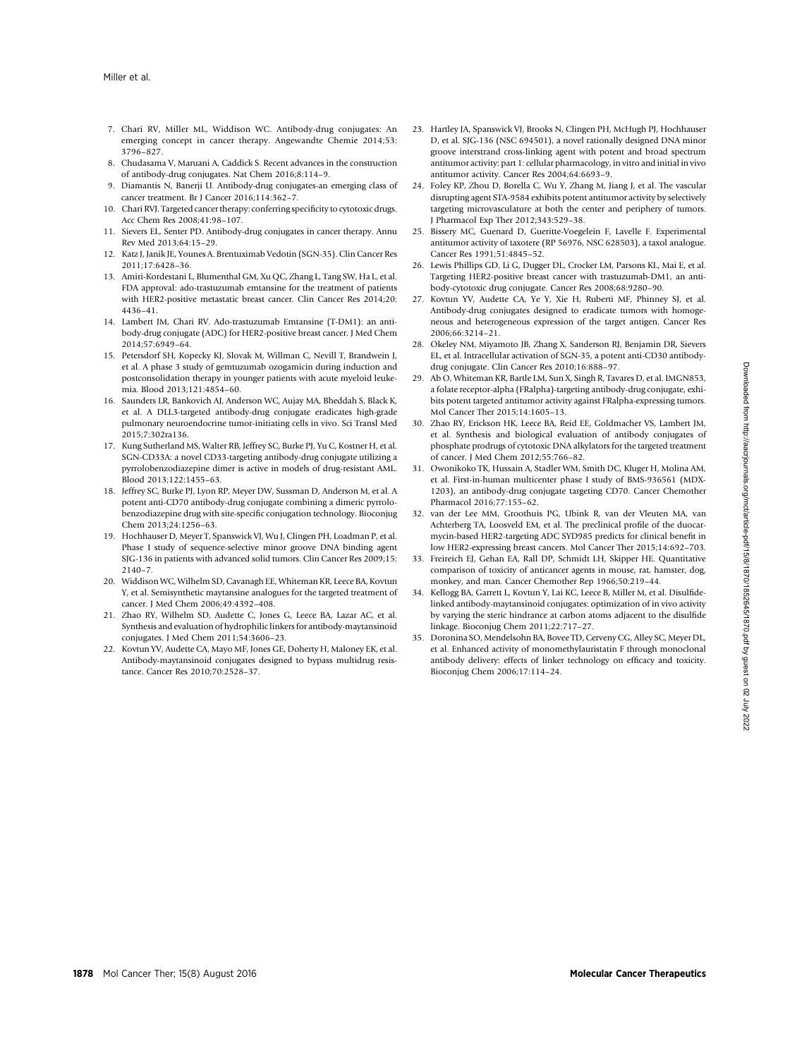7. Chari RV, Miller ML, Widdison WC. Antibody-drug conjugates: An emerging concept in cancer therapy. Angewandte Chemie 2014;53: 3796–827.
8. Chudasama V, Maruani A, Caddick S. Recent advances in the construction of antibody-drug conjugates. Nat Chem 2016;8:114–9.
9. Diamantis N, Banerji U. Antibody-drug conjugates-an emerging class of cancer treatment. Br J Cancer 2016;114:362–7.
10. Chari RVJ. Targeted cancer therapy: conferring specificity to cytotoxic drugs. Acc Chem Res 2008;41:98–107.
11. Sievers EL, Senter PD. Antibody-drug conjugates in cancer therapy. Annu Rev Med 2013;64:15–29.
12. Katz J, Janik JE, Younes A. Brentuximab Vedotin (SGN-35). Clin Cancer Res 2011;17:6428–36.
13. Amiri-Kordestani L, Blumenthal GM, Xu QC, Zhang L, Tang SW, Ha L, et al. FDA approval: ado-trastuzumab emtansine for the treatment of patients with HER2-positive metastatic breast cancer. Clin Cancer Res 2014;20: 4436–41.
14. Lambert JM, Chari RV. Ado-trastuzumab Emtansine (T-DM1): an antibody-drug conjugate (ADC) for HER2-positive breast cancer. J Med Chem 2014;57:6949–64.
15. Petersdorf SH, Kopecky KJ, Slovak M, Willman C, Nevill T, Brandwein J, et al. A phase 3 study of gemtuzumab ozogamicin during induction and postconsolidation therapy in younger patients with acute myeloid leukemia. Blood 2013;121:4854–60.
16. Saunders LR, Bankovich AJ, Anderson WC, Aujay MA, Bheddah S, Black K, et al. A DLL3-targeted antibody-drug conjugate eradicates high-grade pulmonary neuroendocrine tumor-initiating cells in vivo. Sci Transl Med 2015;7:302ra136.
17. Kung Sutherland MS, Walter RB, Jeffrey SC, Burke PJ, Yu C, Kostner H, et al. SGN-CD33A: a novel CD33-targeting antibody-drug conjugate utilizing a pyrrolobenzodiazepine dimer is active in models of drug-resistant AML. Blood 2013;122:1455–63.
18. Jeffrey SC, Burke PJ, Lyon RP, Meyer DW, Sussman D, Anderson M, et al. A potent anti-CD70 antibody-drug conjugate combining a dimeric pyrrolobenzodiazepine drug with site-specific conjugation technology. Bioconjug Chem 2013;24:1256–63.
19. Hochhauser D, Meyer T, Spanswick VJ, Wu J, Clingen PH, Loadman P, et al. Phase I study of sequence-selective minor groove DNA binding agent SJG-136 in patients with advanced solid tumors. Clin Cancer Res 2009;15: 2140–7.
20. Widdison WC, Wilhelm SD, Cavanagh EE, Whiteman KR, Leece BA, Kovtun Y, et al. Semisynthetic maytansine analogues for the targeted treatment of cancer. J Med Chem 2006;49:4392–408.
21. Zhao RY, Wilhelm SD, Audette C, Jones G, Leece BA, Lazar AC, et al. Synthesis and evaluation of hydrophilic linkers for antibody-maytansinoid conjugates. J Med Chem 2011;54:3606–23.
22. Kovtun YV, Audette CA, Mayo MF, Jones GE, Doherty H, Maloney EK, et al. Antibody-maytansinoid conjugates designed to bypass multidrug resistance. Cancer Res 2010;70:2528–37.
23. Hartley JA, Spanswick VJ, Brooks N, Clingen PH, McHugh PJ, Hochhauser D, et al. SJG-136 (NSC 694501), a novel rationally designed DNA minor groove interstrand cross-linking agent with potent and broad spectrum antitumor activity: part 1: cellular pharmacology, in vitro and initial in vivo antitumor activity. Cancer Res 2004;64:6693–9.
24. Foley KP, Zhou D, Borella C, Wu Y, Zhang M, Jiang J, et al. The vascular disrupting agent STA-9584 exhibits potent antitumor activity by selectively targeting microvasculature at both the center and periphery of tumors. J Pharmacol Exp Ther 2012;343:529–38.
25. Bissery MC, Guenard D, Gueritte-Voegelein F, Lavelle F. Experimental antitumor activity of taxotere (RP 56976, NSC 628503), a taxol analogue. Cancer Res 1991;51:4845–52.
26. Lewis Phillips GD, Li G, Dugger DL, Crocker LM, Parsons KL, Mai E, et al. Targeting HER2-positive breast cancer with trastuzumab-DM1, an antibody-cytotoxic drug conjugate. Cancer Res 2008;68:9280–90.
27. Kovtun YV, Audette CA, Ye Y, Xie H, Ruberti MF, Phinney SJ, et al. Antibody-drug conjugates designed to eradicate tumors with homogeneous and heterogeneous expression of the target antigen. Cancer Res 2006;66:3214–21.
28. Okeley NM, Miyamoto JB, Zhang X, Sanderson RJ, Benjamin DR, Sievers EL, et al. Intracellular activation of SGN-35, a potent anti-CD30 antibody-drug conjugate. Clin Cancer Res 2010;16:888–97.
29. Ab O, Whiteman KR, Bartle LM, Sun X, Singh R, Tavares D, et al. IMGN853, a folate receptor-alpha (FRalpha)-targeting antibody-drug conjugate, exhibits potent targeted antitumor activity against FRalpha-expressing tumors. Mol Cancer Ther 2015;14:1605–13.
30. Zhao RY, Erickson HK, Leece BA, Reid EE, Goldmacher VS, Lambert JM, et al. Synthesis and biological evaluation of antibody conjugates of phosphate prodrugs of cytotoxic DNA alkylators for the targeted treatment of cancer. J Med Chem 2012;55:766–82.
31. Owonikoko TK, Hussain A, Stadler WM, Smith DC, Kluger H, Molina AM, et al. First-in-human multicenter phase I study of BMS-936561 (MDX-1203), an antibody-drug conjugate targeting CD70. Cancer Chemother Pharmacol 2016;77:155–62.
32. van der Lee MM, Groothuis PG, Ubink R, van der Vleuten MA, van Achterberg TA, Loosveld EM, et al. The preclinical profile of the duocarmycin-based HER2-targeting ADC SYD985 predicts for clinical benefit in low HER2-expressing breast cancers. Mol Cancer Ther 2015;14:692–703.
33. Freireich EJ, Gehan EA, Rall DP, Schmidt LH, Skipper HE. Quantitative comparison of toxicity of anticancer agents in mouse, rat, hamster, dog, monkey, and man. Cancer Chemother Rep 1966;50:219–44.
34. Kellogg BA, Garrett L, Kovtun Y, Lai KC, Leece B, Miller M, et al. Disulfide-linked antibody-maytansinoid conjugates: optimization of in vivo activity by varying the steric hindrance at carbon atoms adjacent to the disulfide linkage. Bioconjug Chem 2011;22:717–27.
35. Doronina SO, Mendelsohn BA, Bovee TD, Cerveny CG, Alley SC, Meyer DL, et al. Enhanced activity of monomethylauristatin F through monoclonal antibody delivery: effects of linker technology on efficacy and toxicity. Bioconjug Chem 2006;17:114–24.